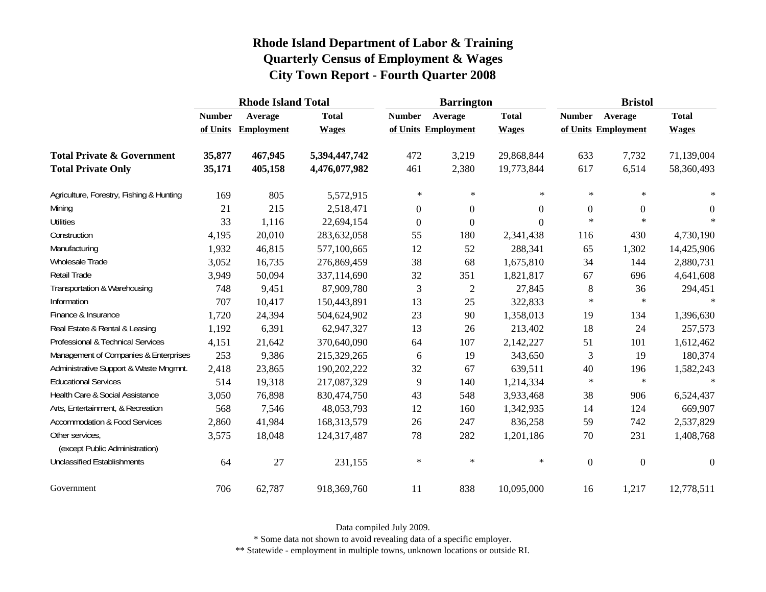# Rhode Island Department of Labor & Training
## Quarterly Census of Employment & Wages
## City Town Report - Fourth Quarter 2008

| | Rhode Island Total | | | Barrington | | | Bristol | | |
|---|---|---|---|---|---|---|---|---|---|
| | Number of Units | Average Employment | Total Wages | Number of Units | Average Employment | Total Wages | Number of Units | Average Employment | Total Wages |
| **Total Private & Government** | **35,877** | **467,945** | **5,394,447,742** | 472 | 3,219 | 29,868,844 | 633 | 7,732 | 71,139,004 |
| **Total Private Only** | **35,171** | **405,158** | **4,476,077,982** | 461 | 2,380 | 19,773,844 | 617 | 6,514 | 58,360,493 |
| Agriculture, Forestry, Fishing & Hunting | 169 | 805 | 5,572,915 | * | * | * | * | * | * |
| Mining | 21 | 215 | 2,518,471 | 0 | 0 | 0 | 0 | 0 | 0 |
| Utilities | 33 | 1,116 | 22,694,154 | 0 | 0 | 0 | * | * | * |
| Construction | 4,195 | 20,010 | 283,632,058 | 55 | 180 | 2,341,438 | 116 | 430 | 4,730,190 |
| Manufacturing | 1,932 | 46,815 | 577,100,665 | 12 | 52 | 288,341 | 65 | 1,302 | 14,425,906 |
| Wholesale Trade | 3,052 | 16,735 | 276,869,459 | 38 | 68 | 1,675,810 | 34 | 144 | 2,880,731 |
| Retail Trade | 3,949 | 50,094 | 337,114,690 | 32 | 351 | 1,821,817 | 67 | 696 | 4,641,608 |
| Transportation & Warehousing | 748 | 9,451 | 87,909,780 | 3 | 2 | 27,845 | 8 | 36 | 294,451 |
| Information | 707 | 10,417 | 150,443,891 | 13 | 25 | 322,833 | * | * | * |
| Finance & Insurance | 1,720 | 24,394 | 504,624,902 | 23 | 90 | 1,358,013 | 19 | 134 | 1,396,630 |
| Real Estate & Rental & Leasing | 1,192 | 6,391 | 62,947,327 | 13 | 26 | 213,402 | 18 | 24 | 257,573 |
| Professional & Technical Services | 4,151 | 21,642 | 370,640,090 | 64 | 107 | 2,142,227 | 51 | 101 | 1,612,462 |
| Management of Companies & Enterprises | 253 | 9,386 | 215,329,265 | 6 | 19 | 343,650 | 3 | 19 | 180,374 |
| Administrative Support & Waste Mngmnt. | 2,418 | 23,865 | 190,202,222 | 32 | 67 | 639,511 | 40 | 196 | 1,582,243 |
| Educational Services | 514 | 19,318 | 217,087,329 | 9 | 140 | 1,214,334 | * | * | * |
| Health Care & Social Assistance | 3,050 | 76,898 | 830,474,750 | 43 | 548 | 3,933,468 | 38 | 906 | 6,524,437 |
| Arts, Entertainment, & Recreation | 568 | 7,546 | 48,053,793 | 12 | 160 | 1,342,935 | 14 | 124 | 669,907 |
| Accommodation & Food Services | 2,860 | 41,984 | 168,313,579 | 26 | 247 | 836,258 | 59 | 742 | 2,537,829 |
| Other services, (except Public Administration) | 3,575 | 18,048 | 124,317,487 | 78 | 282 | 1,201,186 | 70 | 231 | 1,408,768 |
| Unclassified Establishments | 64 | 27 | 231,155 | * | * | * | 0 | 0 | 0 |
| Government | 706 | 62,787 | 918,369,760 | 11 | 838 | 10,095,000 | 16 | 1,217 | 12,778,511 |

Data compiled July 2009.

* Some data not shown to avoid revealing data of a specific employer.

** Statewide - employment in multiple towns, unknown locations or outside RI.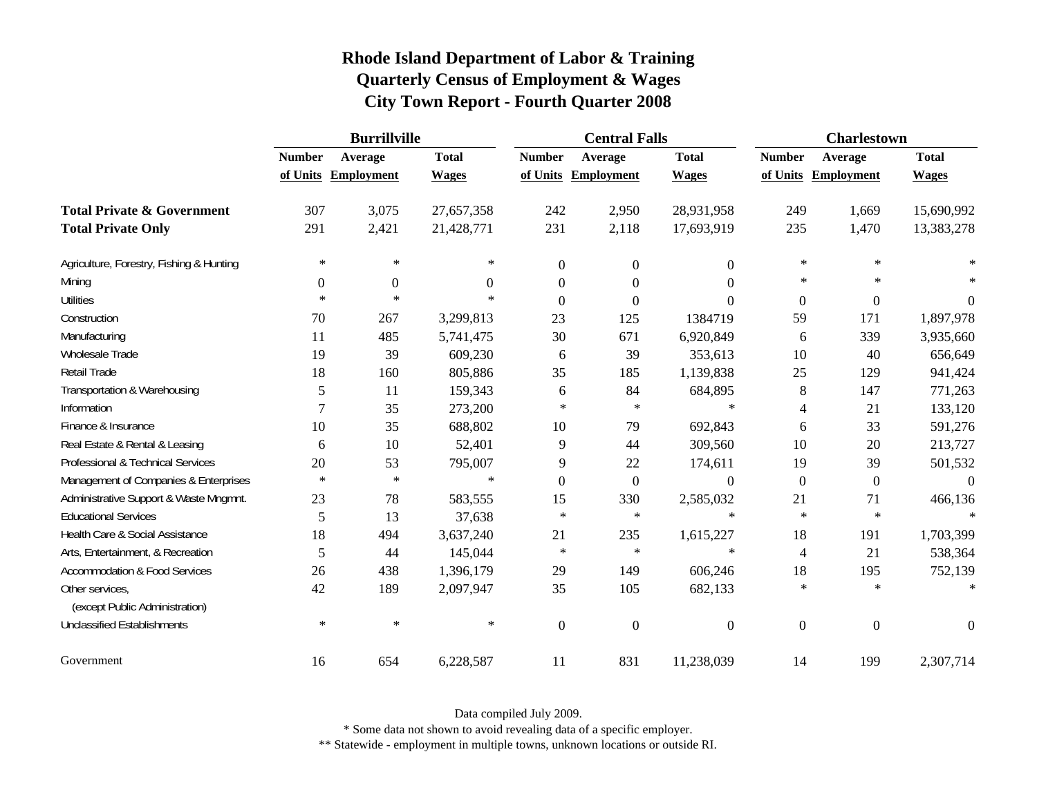# Rhode Island Department of Labor & Training
# Quarterly Census of Employment & Wages
# City Town Report - Fourth Quarter 2008

| | Burrillville | | | Central Falls | | | Charlestown | | |
|---|---|---|---|---|---|---|---|---|---|
| | Number of Units | Average Employment | Total Wages | Number of Units | Average Employment | Total Wages | Number of Units | Average Employment | Total Wages |
| **Total Private & Government** | 307 | 3,075 | 27,657,358 | 242 | 2,950 | 28,931,958 | 249 | 1,669 | 15,690,992 |
| **Total Private Only** | 291 | 2,421 | 21,428,771 | 231 | 2,118 | 17,693,919 | 235 | 1,470 | 13,383,278 |
| Agriculture, Forestry, Fishing & Hunting | * | * | * | 0 | 0 | 0 | * | * | * |
| Mining | 0 | 0 | 0 | 0 | 0 | 0 | * | * | * |
| Utilities | * | * | * | 0 | 0 | 0 | 0 | 0 | 0 |
| Construction | 70 | 267 | 3,299,813 | 23 | 125 | 1384719 | 59 | 171 | 1,897,978 |
| Manufacturing | 11 | 485 | 5,741,475 | 30 | 671 | 6,920,849 | 6 | 339 | 3,935,660 |
| Wholesale Trade | 19 | 39 | 609,230 | 6 | 39 | 353,613 | 10 | 40 | 656,649 |
| Retail Trade | 18 | 160 | 805,886 | 35 | 185 | 1,139,838 | 25 | 129 | 941,424 |
| Transportation & Warehousing | 5 | 11 | 159,343 | 6 | 84 | 684,895 | 8 | 147 | 771,263 |
| Information | 7 | 35 | 273,200 | * | * | * | 4 | 21 | 133,120 |
| Finance & Insurance | 10 | 35 | 688,802 | 10 | 79 | 692,843 | 6 | 33 | 591,276 |
| Real Estate & Rental & Leasing | 6 | 10 | 52,401 | 9 | 44 | 309,560 | 10 | 20 | 213,727 |
| Professional & Technical Services | 20 | 53 | 795,007 | 9 | 22 | 174,611 | 19 | 39 | 501,532 |
| Management of Companies & Enterprises | * | * | * | 0 | 0 | 0 | 0 | 0 | 0 |
| Administrative Support & Waste Mngmnt. | 23 | 78 | 583,555 | 15 | 330 | 2,585,032 | 21 | 71 | 466,136 |
| Educational Services | 5 | 13 | 37,638 | * | * | * | * | * | * |
| Health Care & Social Assistance | 18 | 494 | 3,637,240 | 21 | 235 | 1,615,227 | 18 | 191 | 1,703,399 |
| Arts, Entertainment, & Recreation | 5 | 44 | 145,044 | * | * | * | 4 | 21 | 538,364 |
| Accommodation & Food Services | 26 | 438 | 1,396,179 | 29 | 149 | 606,246 | 18 | 195 | 752,139 |
| Other services, (except Public Administration) | 42 | 189 | 2,097,947 | 35 | 105 | 682,133 | * | * | * |
| Unclassified Establishments | * | * | * | 0 | 0 | 0 | 0 | 0 | 0 |
| Government | 16 | 654 | 6,228,587 | 11 | 831 | 11,238,039 | 14 | 199 | 2,307,714 |

Data compiled July 2009.

* Some data not shown to avoid revealing data of a specific employer.

** Statewide - employment in multiple towns, unknown locations or outside RI.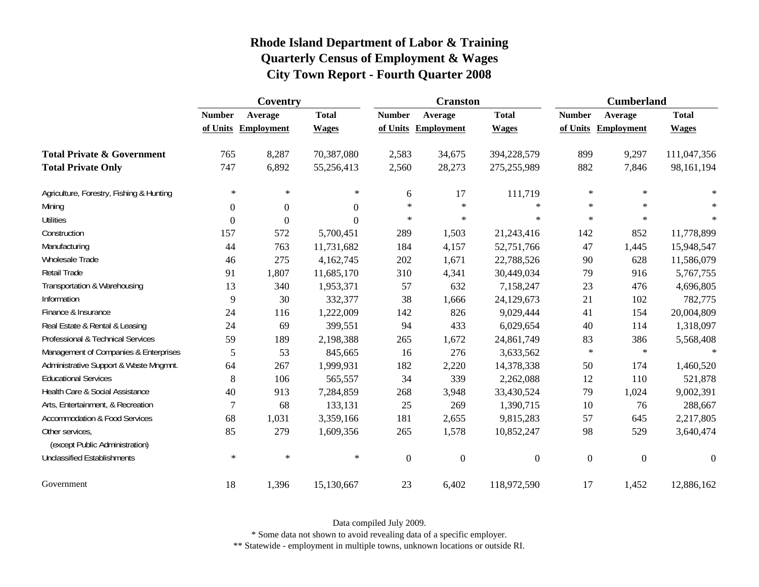# Rhode Island Department of Labor & Training
## Quarterly Census of Employment & Wages
## City Town Report - Fourth Quarter 2008

| | Coventry | | | Cranston | | | Cumberland | | |
|---|---|---|---|---|---|---|---|---|---|
| | Number of Units | Average Employment | Total Wages | Number of Units | Average Employment | Total Wages | Number of Units | Average Employment | Total Wages |
| **Total Private & Government** | 765 | 8,287 | 70,387,080 | 2,583 | 34,675 | 394,228,579 | 899 | 9,297 | 111,047,356 |
| **Total Private Only** | 747 | 6,892 | 55,256,413 | 2,560 | 28,273 | 275,255,989 | 882 | 7,846 | 98,161,194 |
| Agriculture, Forestry, Fishing & Hunting | * | * | * | 6 | 17 | 111,719 | * | * | * |
| Mining | 0 | 0 | 0 | * | * | * | * | * | * |
| Utilities | 0 | 0 | 0 | * | * | * | * | * | * |
| Construction | 157 | 572 | 5,700,451 | 289 | 1,503 | 21,243,416 | 142 | 852 | 11,778,899 |
| Manufacturing | 44 | 763 | 11,731,682 | 184 | 4,157 | 52,751,766 | 47 | 1,445 | 15,948,547 |
| Wholesale Trade | 46 | 275 | 4,162,745 | 202 | 1,671 | 22,788,526 | 90 | 628 | 11,586,079 |
| Retail Trade | 91 | 1,807 | 11,685,170 | 310 | 4,341 | 30,449,034 | 79 | 916 | 5,767,755 |
| Transportation & Warehousing | 13 | 340 | 1,953,371 | 57 | 632 | 7,158,247 | 23 | 476 | 4,696,805 |
| Information | 9 | 30 | 332,377 | 38 | 1,666 | 24,129,673 | 21 | 102 | 782,775 |
| Finance & Insurance | 24 | 116 | 1,222,009 | 142 | 826 | 9,029,444 | 41 | 154 | 20,004,809 |
| Real Estate & Rental & Leasing | 24 | 69 | 399,551 | 94 | 433 | 6,029,654 | 40 | 114 | 1,318,097 |
| Professional & Technical Services | 59 | 189 | 2,198,388 | 265 | 1,672 | 24,861,749 | 83 | 386 | 5,568,408 |
| Management of Companies & Enterprises | 5 | 53 | 845,665 | 16 | 276 | 3,633,562 | * | * | * |
| Administrative Support & Waste Mngmnt. | 64 | 267 | 1,999,931 | 182 | 2,220 | 14,378,338 | 50 | 174 | 1,460,520 |
| Educational Services | 8 | 106 | 565,557 | 34 | 339 | 2,262,088 | 12 | 110 | 521,878 |
| Health Care & Social Assistance | 40 | 913 | 7,284,859 | 268 | 3,948 | 33,430,524 | 79 | 1,024 | 9,002,391 |
| Arts, Entertainment, & Recreation | 7 | 68 | 133,131 | 25 | 269 | 1,390,715 | 10 | 76 | 288,667 |
| Accommodation & Food Services | 68 | 1,031 | 3,359,166 | 181 | 2,655 | 9,815,283 | 57 | 645 | 2,217,805 |
| Other services, (except Public Administration) | 85 | 279 | 1,609,356 | 265 | 1,578 | 10,852,247 | 98 | 529 | 3,640,474 |
| Unclassified Establishments | * | * | * | 0 | 0 | 0 | 0 | 0 | 0 |
| Government | 18 | 1,396 | 15,130,667 | 23 | 6,402 | 118,972,590 | 17 | 1,452 | 12,886,162 |

Data compiled July 2009.

* Some data not shown to avoid revealing data of a specific employer.

** Statewide - employment in multiple towns, unknown locations or outside RI.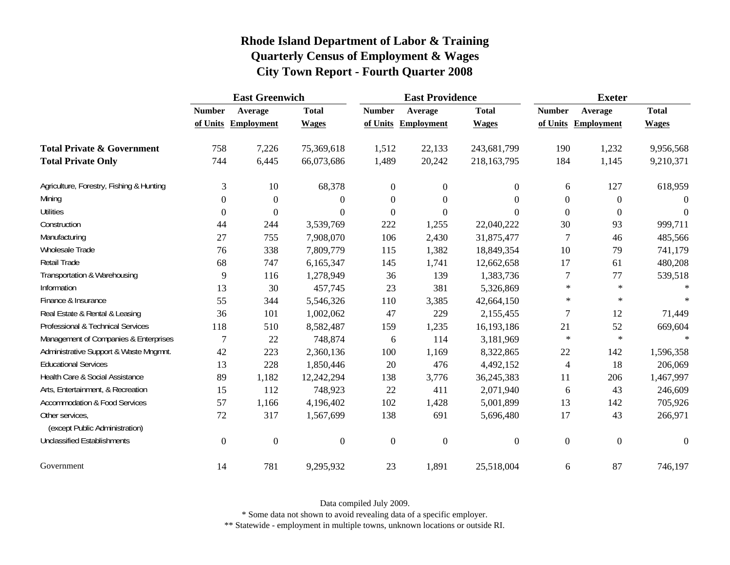# Rhode Island Department of Labor & Training
## Quarterly Census of Employment & Wages
## City Town Report - Fourth Quarter 2008

| | East Greenwich | | | East Providence | | | Exeter | | |
|---|---|---|---|---|---|---|---|---|---|
| | Number of Units | Average Employment | Total Wages | Number of Units | Average Employment | Total Wages | Number of Units | Average Employment | Total Wages |
| **Total Private & Government** | 758 | 7,226 | 75,369,618 | 1,512 | 22,133 | 243,681,799 | 190 | 1,232 | 9,956,568 |
| **Total Private Only** | 744 | 6,445 | 66,073,686 | 1,489 | 20,242 | 218,163,795 | 184 | 1,145 | 9,210,371 |
| Agriculture, Forestry, Fishing & Hunting | 3 | 10 | 68,378 | 0 | 0 | 0 | 6 | 127 | 618,959 |
| Mining | 0 | 0 | 0 | 0 | 0 | 0 | 0 | 0 | 0 |
| Utilities | 0 | 0 | 0 | 0 | 0 | 0 | 0 | 0 | 0 |
| Construction | 44 | 244 | 3,539,769 | 222 | 1,255 | 22,040,222 | 30 | 93 | 999,711 |
| Manufacturing | 27 | 755 | 7,908,070 | 106 | 2,430 | 31,875,477 | 7 | 46 | 485,566 |
| Wholesale Trade | 76 | 338 | 7,809,779 | 115 | 1,382 | 18,849,354 | 10 | 79 | 741,179 |
| Retail Trade | 68 | 747 | 6,165,347 | 145 | 1,741 | 12,662,658 | 17 | 61 | 480,208 |
| Transportation & Warehousing | 9 | 116 | 1,278,949 | 36 | 139 | 1,383,736 | 7 | 77 | 539,518 |
| Information | 13 | 30 | 457,745 | 23 | 381 | 5,326,869 | * | * | * |
| Finance & Insurance | 55 | 344 | 5,546,326 | 110 | 3,385 | 42,664,150 | * | * | * |
| Real Estate & Rental & Leasing | 36 | 101 | 1,002,062 | 47 | 229 | 2,155,455 | 7 | 12 | 71,449 |
| Professional & Technical Services | 118 | 510 | 8,582,487 | 159 | 1,235 | 16,193,186 | 21 | 52 | 669,604 |
| Management of Companies & Enterprises | 7 | 22 | 748,874 | 6 | 114 | 3,181,969 | * | * | * |
| Administrative Support & Waste Mngmnt. | 42 | 223 | 2,360,136 | 100 | 1,169 | 8,322,865 | 22 | 142 | 1,596,358 |
| Educational Services | 13 | 228 | 1,850,446 | 20 | 476 | 4,492,152 | 4 | 18 | 206,069 |
| Health Care & Social Assistance | 89 | 1,182 | 12,242,294 | 138 | 3,776 | 36,245,383 | 11 | 206 | 1,467,997 |
| Arts, Entertainment, & Recreation | 15 | 112 | 748,923 | 22 | 411 | 2,071,940 | 6 | 43 | 246,609 |
| Accommodation & Food Services | 57 | 1,166 | 4,196,402 | 102 | 1,428 | 5,001,899 | 13 | 142 | 705,926 |
| Other services, (except Public Administration) | 72 | 317 | 1,567,699 | 138 | 691 | 5,696,480 | 17 | 43 | 266,971 |
| Unclassified Establishments | 0 | 0 | 0 | 0 | 0 | 0 | 0 | 0 | 0 |
| Government | 14 | 781 | 9,295,932 | 23 | 1,891 | 25,518,004 | 6 | 87 | 746,197 |

Data compiled July 2009.

* Some data not shown to avoid revealing data of a specific employer.

** Statewide - employment in multiple towns, unknown locations or outside RI.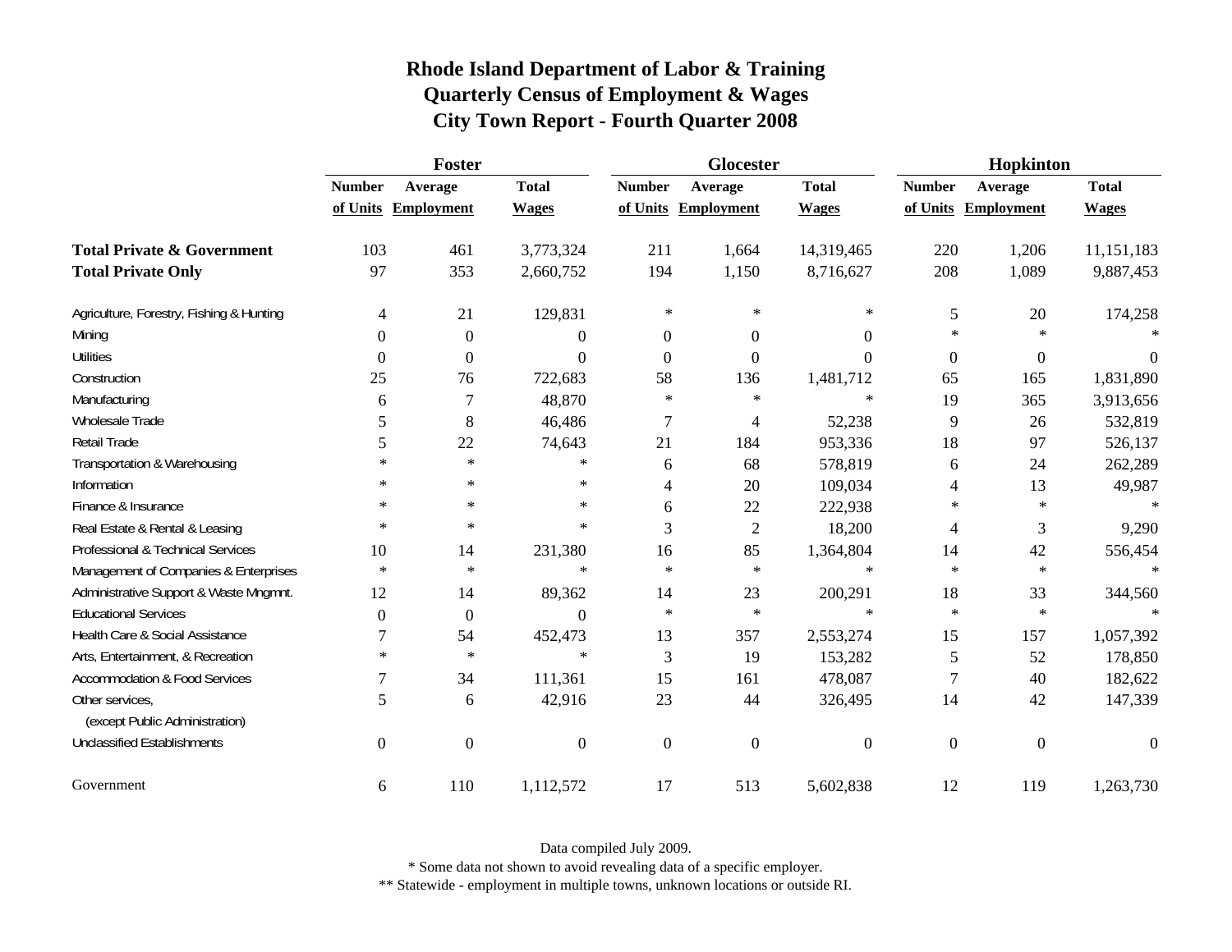# Rhode Island Department of Labor & Training
## Quarterly Census of Employment & Wages
## City Town Report - Fourth Quarter 2008

| | Foster | | | Glocester | | | Hopkinton | | |
|---|---|---|---|---|---|---|---|---|---|
| | Number of Units | Average Employment | Total Wages | Number of Units | Average Employment | Total Wages | Number of Units | Average Employment | Total Wages |
| **Total Private & Government** | 103 | 461 | 3,773,324 | 211 | 1,664 | 14,319,465 | 220 | 1,206 | 11,151,183 |
| **Total Private Only** | 97 | 353 | 2,660,752 | 194 | 1,150 | 8,716,627 | 208 | 1,089 | 9,887,453 |
| Agriculture, Forestry, Fishing & Hunting | 4 | 21 | 129,831 | * | * | * | 5 | 20 | 174,258 |
| Mining | 0 | 0 | 0 | 0 | 0 | 0 | * | * | * |
| Utilities | 0 | 0 | 0 | 0 | 0 | 0 | 0 | 0 | 0 |
| Construction | 25 | 76 | 722,683 | 58 | 136 | 1,481,712 | 65 | 165 | 1,831,890 |
| Manufacturing | 6 | 7 | 48,870 | * | * | * | 19 | 365 | 3,913,656 |
| Wholesale Trade | 5 | 8 | 46,486 | 7 | 4 | 52,238 | 9 | 26 | 532,819 |
| Retail Trade | 5 | 22 | 74,643 | 21 | 184 | 953,336 | 18 | 97 | 526,137 |
| Transportation & Warehousing | * | * | * | 6 | 68 | 578,819 | 6 | 24 | 262,289 |
| Information | * | * | * | 4 | 20 | 109,034 | 4 | 13 | 49,987 |
| Finance & Insurance | * | * | * | 6 | 22 | 222,938 | * | * | * |
| Real Estate & Rental & Leasing | * | * | * | 3 | 2 | 18,200 | 4 | 3 | 9,290 |
| Professional & Technical Services | 10 | 14 | 231,380 | 16 | 85 | 1,364,804 | 14 | 42 | 556,454 |
| Management of Companies & Enterprises | * | * | * | * | * | * | * | * | * |
| Administrative Support & Waste Mngmnt. | 12 | 14 | 89,362 | 14 | 23 | 200,291 | 18 | 33 | 344,560 |
| Educational Services | 0 | 0 | 0 | * | * | * | * | * | * |
| Health Care & Social Assistance | 7 | 54 | 452,473 | 13 | 357 | 2,553,274 | 15 | 157 | 1,057,392 |
| Arts, Entertainment, & Recreation | * | * | * | 3 | 19 | 153,282 | 5 | 52 | 178,850 |
| Accommodation & Food Services | 7 | 34 | 111,361 | 15 | 161 | 478,087 | 7 | 40 | 182,622 |
| Other services, (except Public Administration) | 5 | 6 | 42,916 | 23 | 44 | 326,495 | 14 | 42 | 147,339 |
| Unclassified Establishments | 0 | 0 | 0 | 0 | 0 | 0 | 0 | 0 | 0 |
| Government | 6 | 110 | 1,112,572 | 17 | 513 | 5,602,838 | 12 | 119 | 1,263,730 |

Data compiled July 2009.

* Some data not shown to avoid revealing data of a specific employer.

** Statewide - employment in multiple towns, unknown locations or outside RI.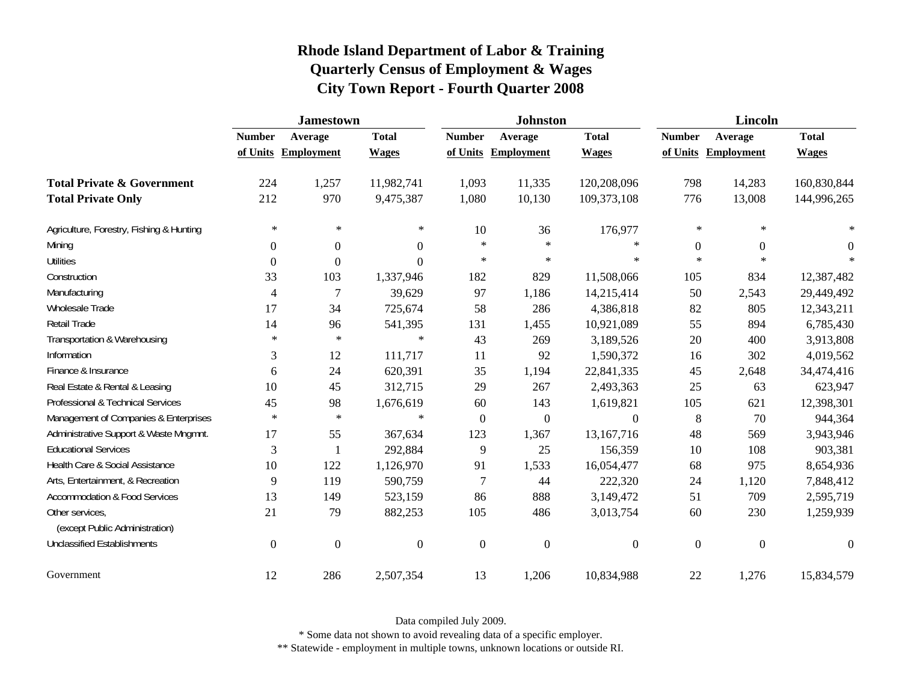# Rhode Island Department of Labor & Training
## Quarterly Census of Employment & Wages
## City Town Report - Fourth Quarter 2008

| | Jamestown | | | Johnston | | | Lincoln | | |
|---|---|---|---|---|---|---|---|---|---|
| | Number of Units | Average Employment | Total Wages | Number of Units | Average Employment | Total Wages | Number of Units | Average Employment | Total Wages |
| **Total Private & Government** | 224 | 1,257 | 11,982,741 | 1,093 | 11,335 | 120,208,096 | 798 | 14,283 | 160,830,844 |
| **Total Private Only** | 212 | 970 | 9,475,387 | 1,080 | 10,130 | 109,373,108 | 776 | 13,008 | 144,996,265 |
| Agriculture, Forestry, Fishing & Hunting | * | * | * | 10 | 36 | 176,977 | * | * | * |
| Mining | 0 | 0 | 0 | * | * | * | 0 | 0 | 0 |
| Utilities | 0 | 0 | 0 | * | * | * | * | * | * |
| Construction | 33 | 103 | 1,337,946 | 182 | 829 | 11,508,066 | 105 | 834 | 12,387,482 |
| Manufacturing | 4 | 7 | 39,629 | 97 | 1,186 | 14,215,414 | 50 | 2,543 | 29,449,492 |
| Wholesale Trade | 17 | 34 | 725,674 | 58 | 286 | 4,386,818 | 82 | 805 | 12,343,211 |
| Retail Trade | 14 | 96 | 541,395 | 131 | 1,455 | 10,921,089 | 55 | 894 | 6,785,430 |
| Transportation & Warehousing | * | * | * | 43 | 269 | 3,189,526 | 20 | 400 | 3,913,808 |
| Information | 3 | 12 | 111,717 | 11 | 92 | 1,590,372 | 16 | 302 | 4,019,562 |
| Finance & Insurance | 6 | 24 | 620,391 | 35 | 1,194 | 22,841,335 | 45 | 2,648 | 34,474,416 |
| Real Estate & Rental & Leasing | 10 | 45 | 312,715 | 29 | 267 | 2,493,363 | 25 | 63 | 623,947 |
| Professional & Technical Services | 45 | 98 | 1,676,619 | 60 | 143 | 1,619,821 | 105 | 621 | 12,398,301 |
| Management of Companies & Enterprises | * | * | * | 0 | 0 | 0 | 8 | 70 | 944,364 |
| Administrative Support & Waste Mngmnt. | 17 | 55 | 367,634 | 123 | 1,367 | 13,167,716 | 48 | 569 | 3,943,946 |
| Educational Services | 3 | 1 | 292,884 | 9 | 25 | 156,359 | 10 | 108 | 903,381 |
| Health Care & Social Assistance | 10 | 122 | 1,126,970 | 91 | 1,533 | 16,054,477 | 68 | 975 | 8,654,936 |
| Arts, Entertainment, & Recreation | 9 | 119 | 590,759 | 7 | 44 | 222,320 | 24 | 1,120 | 7,848,412 |
| Accommodation & Food Services | 13 | 149 | 523,159 | 86 | 888 | 3,149,472 | 51 | 709 | 2,595,719 |
| Other services, (except Public Administration) | 21 | 79 | 882,253 | 105 | 486 | 3,013,754 | 60 | 230 | 1,259,939 |
| Unclassified Establishments | 0 | 0 | 0 | 0 | 0 | 0 | 0 | 0 | 0 |
| Government | 12 | 286 | 2,507,354 | 13 | 1,206 | 10,834,988 | 22 | 1,276 | 15,834,579 |

Data compiled July 2009.

* Some data not shown to avoid revealing data of a specific employer.

** Statewide - employment in multiple towns, unknown locations or outside RI.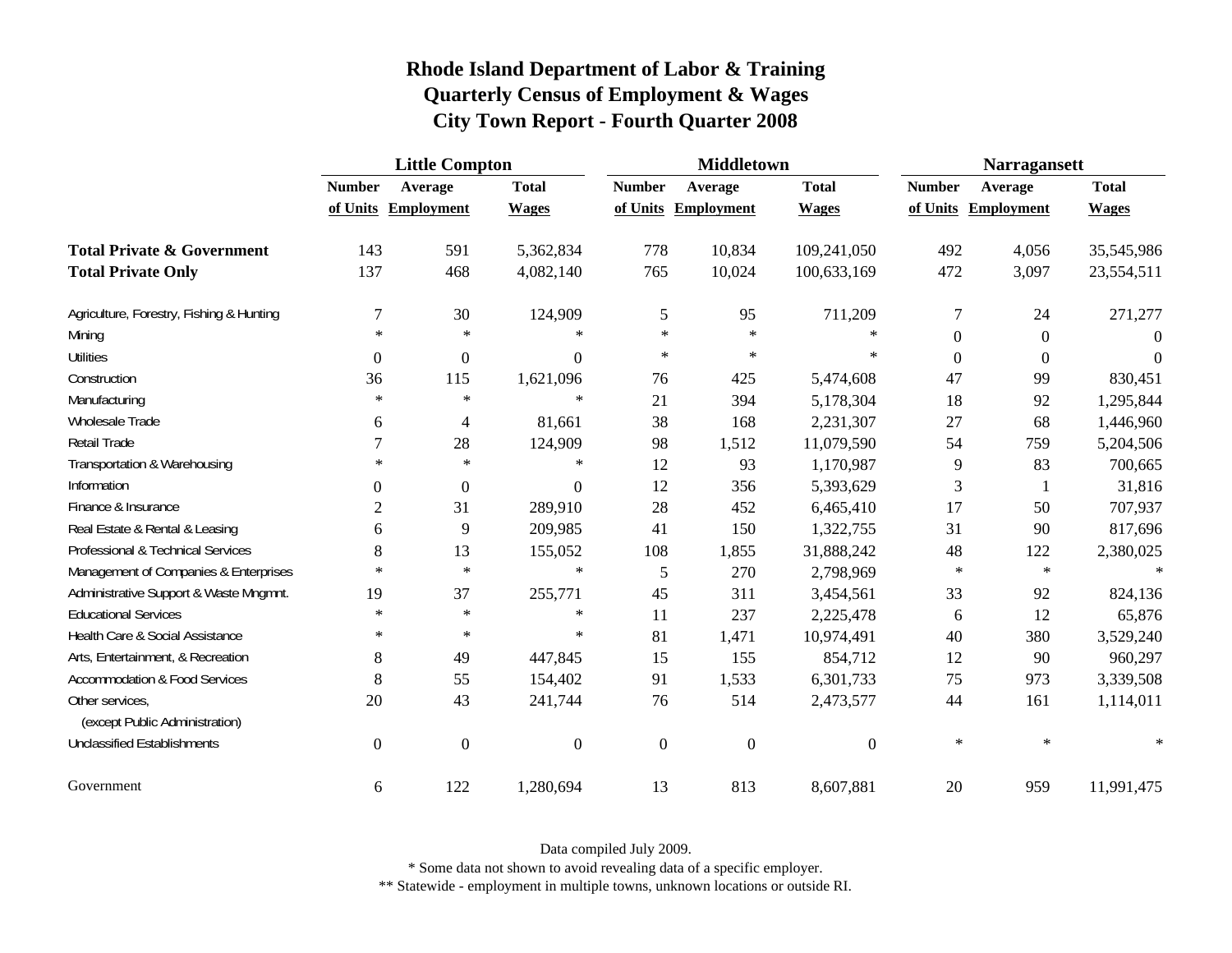# Rhode Island Department of Labor & Training
## Quarterly Census of Employment & Wages
## City Town Report - Fourth Quarter 2008

| | Little Compton | | | Middletown | | | Narragansett | | |
|---|---|---|---|---|---|---|---|---|---|
| | Number of Units | Average Employment | Total Wages | Number of Units | Average Employment | Total Wages | Number of Units | Average Employment | Total Wages |
| **Total Private & Government** | 143 | 591 | 5,362,834 | 778 | 10,834 | 109,241,050 | 492 | 4,056 | 35,545,986 |
| **Total Private Only** | 137 | 468 | 4,082,140 | 765 | 10,024 | 100,633,169 | 472 | 3,097 | 23,554,511 |
| Agriculture, Forestry, Fishing & Hunting | 7 | 30 | 124,909 | 5 | 95 | 711,209 | 7 | 24 | 271,277 |
| Mining | * | * | * | * | * | * | 0 | 0 | 0 |
| Utilities | 0 | 0 | 0 | * | * | * | 0 | 0 | 0 |
| Construction | 36 | 115 | 1,621,096 | 76 | 425 | 5,474,608 | 47 | 99 | 830,451 |
| Manufacturing | * | * | * | 21 | 394 | 5,178,304 | 18 | 92 | 1,295,844 |
| Wholesale Trade | 6 | 4 | 81,661 | 38 | 168 | 2,231,307 | 27 | 68 | 1,446,960 |
| Retail Trade | 7 | 28 | 124,909 | 98 | 1,512 | 11,079,590 | 54 | 759 | 5,204,506 |
| Transportation & Warehousing | * | * | * | 12 | 93 | 1,170,987 | 9 | 83 | 700,665 |
| Information | 0 | 0 | 0 | 12 | 356 | 5,393,629 | 3 | 1 | 31,816 |
| Finance & Insurance | 2 | 31 | 289,910 | 28 | 452 | 6,465,410 | 17 | 50 | 707,937 |
| Real Estate & Rental & Leasing | 6 | 9 | 209,985 | 41 | 150 | 1,322,755 | 31 | 90 | 817,696 |
| Professional & Technical Services | 8 | 13 | 155,052 | 108 | 1,855 | 31,888,242 | 48 | 122 | 2,380,025 |
| Management of Companies & Enterprises | * | * | * | 5 | 270 | 2,798,969 | * | * | * |
| Administrative Support & Waste Mngmnt. | 19 | 37 | 255,771 | 45 | 311 | 3,454,561 | 33 | 92 | 824,136 |
| Educational Services | * | * | * | 11 | 237 | 2,225,478 | 6 | 12 | 65,876 |
| Health Care & Social Assistance | * | * | * | 81 | 1,471 | 10,974,491 | 40 | 380 | 3,529,240 |
| Arts, Entertainment, & Recreation | 8 | 49 | 447,845 | 15 | 155 | 854,712 | 12 | 90 | 960,297 |
| Accommodation & Food Services | 8 | 55 | 154,402 | 91 | 1,533 | 6,301,733 | 75 | 973 | 3,339,508 |
| Other services, (except Public Administration) | 20 | 43 | 241,744 | 76 | 514 | 2,473,577 | 44 | 161 | 1,114,011 |
| Unclassified Establishments | 0 | 0 | 0 | 0 | 0 | 0 | * | * | * |
| Government | 6 | 122 | 1,280,694 | 13 | 813 | 8,607,881 | 20 | 959 | 11,991,475 |

Data compiled July 2009.

* Some data not shown to avoid revealing data of a specific employer.

** Statewide - employment in multiple towns, unknown locations or outside RI.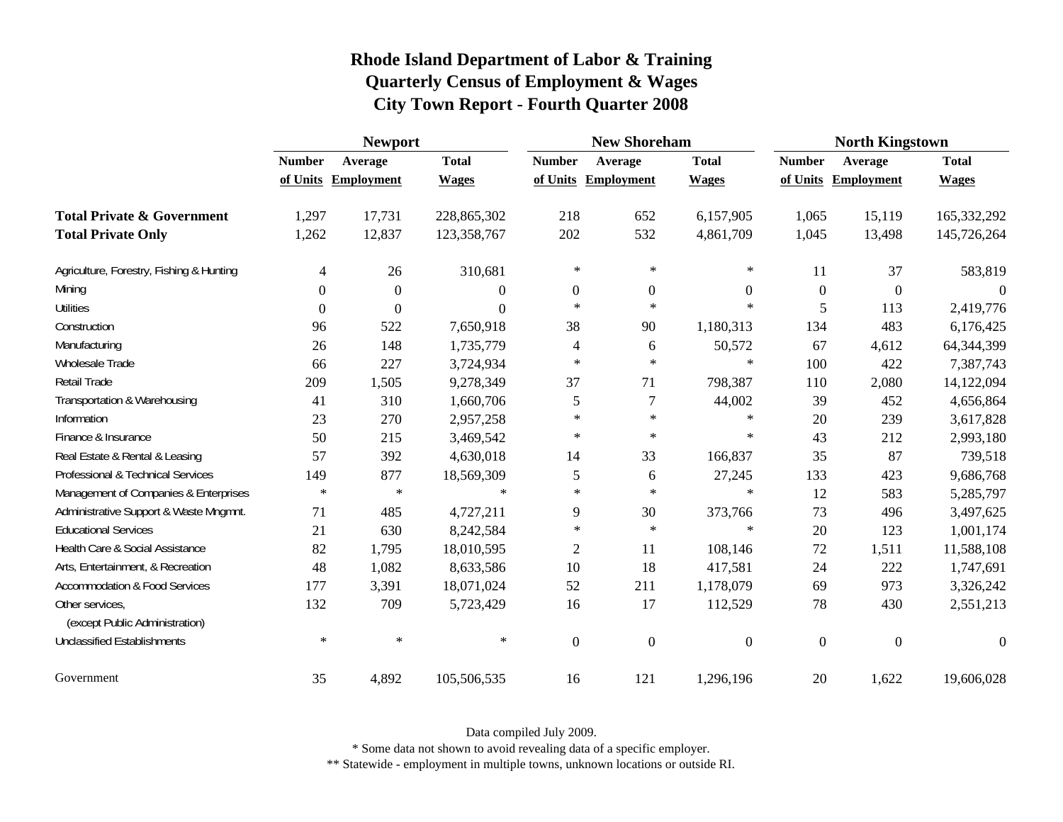# Rhode Island Department of Labor & Training
## Quarterly Census of Employment & Wages
## City Town Report - Fourth Quarter 2008

| | Newport | | | New Shoreham | | | North Kingstown | | |
|---|---|---|---|---|---|---|---|---|---|
| | Number of Units | Average Employment | Total Wages | Number of Units | Average Employment | Total Wages | Number of Units | Average Employment | Total Wages |
| **Total Private & Government** | 1,297 | 17,731 | 228,865,302 | 218 | 652 | 6,157,905 | 1,065 | 15,119 | 165,332,292 |
| **Total Private Only** | 1,262 | 12,837 | 123,358,767 | 202 | 532 | 4,861,709 | 1,045 | 13,498 | 145,726,264 |
| Agriculture, Forestry, Fishing & Hunting | 4 | 26 | 310,681 | * | * | * | 11 | 37 | 583,819 |
| Mining | 0 | 0 | 0 | 0 | 0 | 0 | 0 | 0 | 0 |
| Utilities | 0 | 0 | 0 | * | * | * | 5 | 113 | 2,419,776 |
| Construction | 96 | 522 | 7,650,918 | 38 | 90 | 1,180,313 | 134 | 483 | 6,176,425 |
| Manufacturing | 26 | 148 | 1,735,779 | 4 | 6 | 50,572 | 67 | 4,612 | 64,344,399 |
| Wholesale Trade | 66 | 227 | 3,724,934 | * | * | * | 100 | 422 | 7,387,743 |
| Retail Trade | 209 | 1,505 | 9,278,349 | 37 | 71 | 798,387 | 110 | 2,080 | 14,122,094 |
| Transportation & Warehousing | 41 | 310 | 1,660,706 | 5 | 7 | 44,002 | 39 | 452 | 4,656,864 |
| Information | 23 | 270 | 2,957,258 | * | * | * | 20 | 239 | 3,617,828 |
| Finance & Insurance | 50 | 215 | 3,469,542 | * | * | * | 43 | 212 | 2,993,180 |
| Real Estate & Rental & Leasing | 57 | 392 | 4,630,018 | 14 | 33 | 166,837 | 35 | 87 | 739,518 |
| Professional & Technical Services | 149 | 877 | 18,569,309 | 5 | 6 | 27,245 | 133 | 423 | 9,686,768 |
| Management of Companies & Enterprises | * | * | * | * | * | * | 12 | 583 | 5,285,797 |
| Administrative Support & Waste Mngmnt. | 71 | 485 | 4,727,211 | 9 | 30 | 373,766 | 73 | 496 | 3,497,625 |
| Educational Services | 21 | 630 | 8,242,584 | * | * | * | 20 | 123 | 1,001,174 |
| Health Care & Social Assistance | 82 | 1,795 | 18,010,595 | 2 | 11 | 108,146 | 72 | 1,511 | 11,588,108 |
| Arts, Entertainment, & Recreation | 48 | 1,082 | 8,633,586 | 10 | 18 | 417,581 | 24 | 222 | 1,747,691 |
| Accommodation & Food Services | 177 | 3,391 | 18,071,024 | 52 | 211 | 1,178,079 | 69 | 973 | 3,326,242 |
| Other services, (except Public Administration) | 132 | 709 | 5,723,429 | 16 | 17 | 112,529 | 78 | 430 | 2,551,213 |
| Unclassified Establishments | * | * | * | 0 | 0 | 0 | 0 | 0 | 0 |
| Government | 35 | 4,892 | 105,506,535 | 16 | 121 | 1,296,196 | 20 | 1,622 | 19,606,028 |

Data compiled July 2009.

* Some data not shown to avoid revealing data of a specific employer.

** Statewide - employment in multiple towns, unknown locations or outside RI.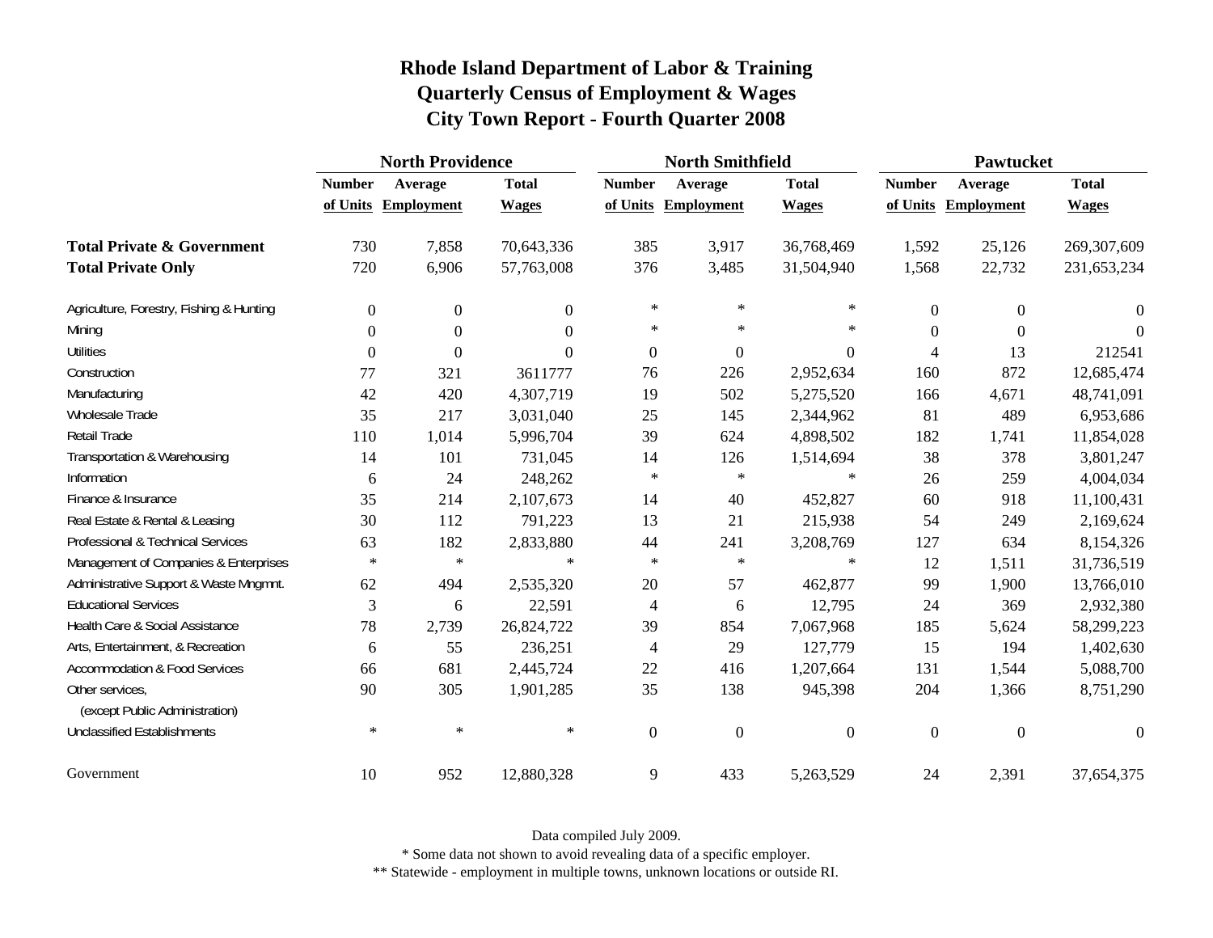# Rhode Island Department of Labor & Training
## Quarterly Census of Employment & Wages
## City Town Report - Fourth Quarter 2008

| | North Providence | | | North Smithfield | | | Pawtucket | | |
|---|---|---|---|---|---|---|---|---|---|
| | Number of Units | Average Employment | Total Wages | Number of Units | Average Employment | Total Wages | Number of Units | Average Employment | Total Wages |
| **Total Private & Government** | 730 | 7,858 | 70,643,336 | 385 | 3,917 | 36,768,469 | 1,592 | 25,126 | 269,307,609 |
| **Total Private Only** | 720 | 6,906 | 57,763,008 | 376 | 3,485 | 31,504,940 | 1,568 | 22,732 | 231,653,234 |
| Agriculture, Forestry, Fishing & Hunting | 0 | 0 | 0 | * | * | * | 0 | 0 | 0 |
| Mining | 0 | 0 | 0 | * | * | * | 0 | 0 | 0 |
| Utilities | 0 | 0 | 0 | 0 | 0 | 0 | 4 | 13 | 212541 |
| Construction | 77 | 321 | 3611777 | 76 | 226 | 2,952,634 | 160 | 872 | 12,685,474 |
| Manufacturing | 42 | 420 | 4,307,719 | 19 | 502 | 5,275,520 | 166 | 4,671 | 48,741,091 |
| Wholesale Trade | 35 | 217 | 3,031,040 | 25 | 145 | 2,344,962 | 81 | 489 | 6,953,686 |
| Retail Trade | 110 | 1,014 | 5,996,704 | 39 | 624 | 4,898,502 | 182 | 1,741 | 11,854,028 |
| Transportation & Warehousing | 14 | 101 | 731,045 | 14 | 126 | 1,514,694 | 38 | 378 | 3,801,247 |
| Information | 6 | 24 | 248,262 | * | * | * | 26 | 259 | 4,004,034 |
| Finance & Insurance | 35 | 214 | 2,107,673 | 14 | 40 | 452,827 | 60 | 918 | 11,100,431 |
| Real Estate & Rental & Leasing | 30 | 112 | 791,223 | 13 | 21 | 215,938 | 54 | 249 | 2,169,624 |
| Professional & Technical Services | 63 | 182 | 2,833,880 | 44 | 241 | 3,208,769 | 127 | 634 | 8,154,326 |
| Management of Companies & Enterprises | * | * | * | * | * | * | 12 | 1,511 | 31,736,519 |
| Administrative Support & Waste Mngmnt. | 62 | 494 | 2,535,320 | 20 | 57 | 462,877 | 99 | 1,900 | 13,766,010 |
| Educational Services | 3 | 6 | 22,591 | 4 | 6 | 12,795 | 24 | 369 | 2,932,380 |
| Health Care & Social Assistance | 78 | 2,739 | 26,824,722 | 39 | 854 | 7,067,968 | 185 | 5,624 | 58,299,223 |
| Arts, Entertainment, & Recreation | 6 | 55 | 236,251 | 4 | 29 | 127,779 | 15 | 194 | 1,402,630 |
| Accommodation & Food Services | 66 | 681 | 2,445,724 | 22 | 416 | 1,207,664 | 131 | 1,544 | 5,088,700 |
| Other services, (except Public Administration) | 90 | 305 | 1,901,285 | 35 | 138 | 945,398 | 204 | 1,366 | 8,751,290 |
| Unclassified Establishments | * | * | * | 0 | 0 | 0 | 0 | 0 | 0 |
| Government | 10 | 952 | 12,880,328 | 9 | 433 | 5,263,529 | 24 | 2,391 | 37,654,375 |

Data compiled July 2009.

* Some data not shown to avoid revealing data of a specific employer.

** Statewide - employment in multiple towns, unknown locations or outside RI.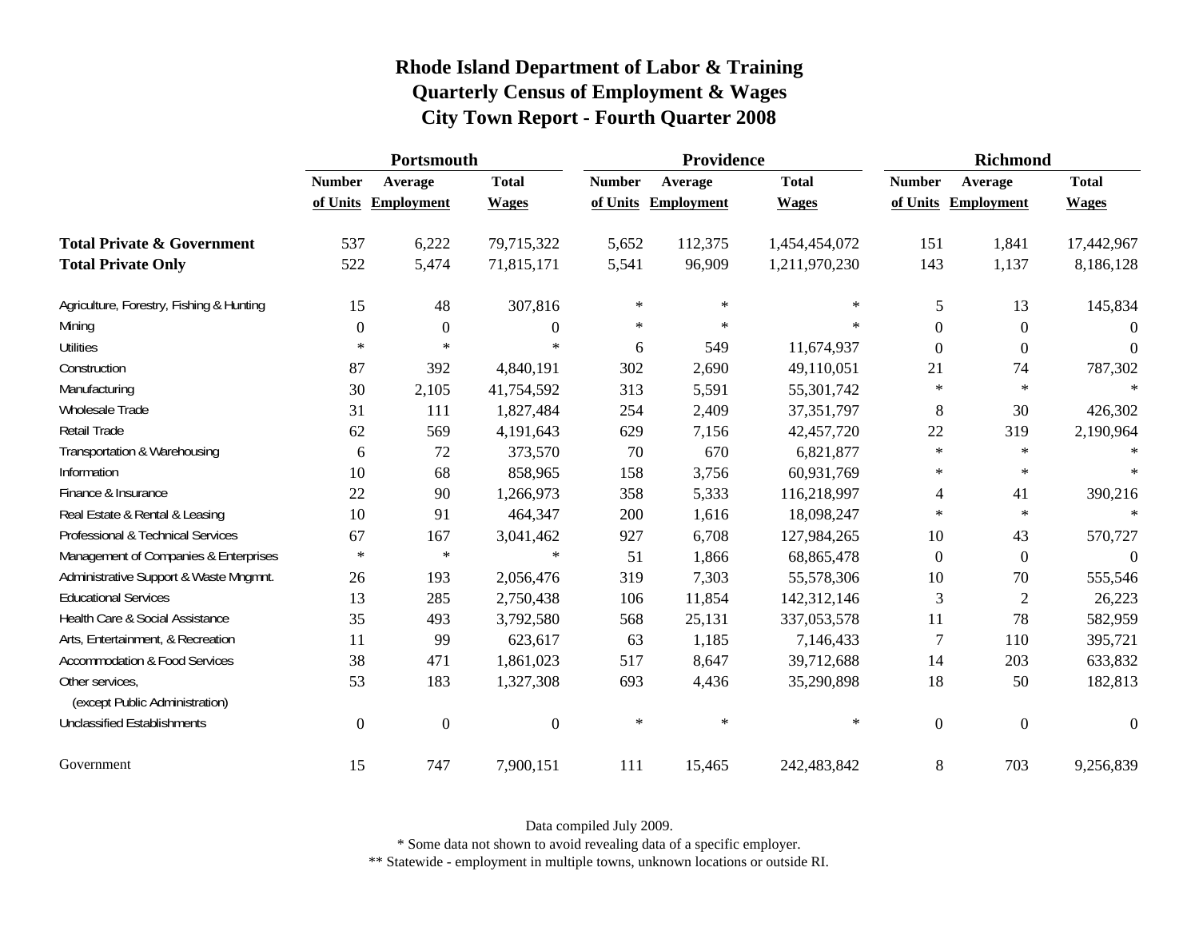# Rhode Island Department of Labor & Training
## Quarterly Census of Employment & Wages
## City Town Report - Fourth Quarter 2008

| | Portsmouth | | | Providence | | | Richmond | | |
|---|---|---|---|---|---|---|---|---|---|
| | Number of Units | Average Employment | Total Wages | Number of Units | Average Employment | Total Wages | Number of Units | Average Employment | Total Wages |
| **Total Private & Government** | 537 | 6,222 | 79,715,322 | 5,652 | 112,375 | 1,454,454,072 | 151 | 1,841 | 17,442,967 |
| **Total Private Only** | 522 | 5,474 | 71,815,171 | 5,541 | 96,909 | 1,211,970,230 | 143 | 1,137 | 8,186,128 |
| Agriculture, Forestry, Fishing & Hunting | 15 | 48 | 307,816 | * | * | * | 5 | 13 | 145,834 |
| Mining | 0 | 0 | 0 | * | * | * | 0 | 0 | 0 |
| Utilities | * | * | * | 6 | 549 | 11,674,937 | 0 | 0 | 0 |
| Construction | 87 | 392 | 4,840,191 | 302 | 2,690 | 49,110,051 | 21 | 74 | 787,302 |
| Manufacturing | 30 | 2,105 | 41,754,592 | 313 | 5,591 | 55,301,742 | * | * | * |
| Wholesale Trade | 31 | 111 | 1,827,484 | 254 | 2,409 | 37,351,797 | 8 | 30 | 426,302 |
| Retail Trade | 62 | 569 | 4,191,643 | 629 | 7,156 | 42,457,720 | 22 | 319 | 2,190,964 |
| Transportation & Warehousing | 6 | 72 | 373,570 | 70 | 670 | 6,821,877 | * | * | * |
| Information | 10 | 68 | 858,965 | 158 | 3,756 | 60,931,769 | * | * | * |
| Finance & Insurance | 22 | 90 | 1,266,973 | 358 | 5,333 | 116,218,997 | 4 | 41 | 390,216 |
| Real Estate & Rental & Leasing | 10 | 91 | 464,347 | 200 | 1,616 | 18,098,247 | * | * | * |
| Professional & Technical Services | 67 | 167 | 3,041,462 | 927 | 6,708 | 127,984,265 | 10 | 43 | 570,727 |
| Management of Companies & Enterprises | * | * | * | 51 | 1,866 | 68,865,478 | 0 | 0 | 0 |
| Administrative Support & Waste Mngmnt. | 26 | 193 | 2,056,476 | 319 | 7,303 | 55,578,306 | 10 | 70 | 555,546 |
| Educational Services | 13 | 285 | 2,750,438 | 106 | 11,854 | 142,312,146 | 3 | 2 | 26,223 |
| Health Care & Social Assistance | 35 | 493 | 3,792,580 | 568 | 25,131 | 337,053,578 | 11 | 78 | 582,959 |
| Arts, Entertainment, & Recreation | 11 | 99 | 623,617 | 63 | 1,185 | 7,146,433 | 7 | 110 | 395,721 |
| Accommodation & Food Services | 38 | 471 | 1,861,023 | 517 | 8,647 | 39,712,688 | 14 | 203 | 633,832 |
| Other services, (except Public Administration) | 53 | 183 | 1,327,308 | 693 | 4,436 | 35,290,898 | 18 | 50 | 182,813 |
| Unclassified Establishments | 0 | 0 | 0 | * | * | * | 0 | 0 | 0 |
| Government | 15 | 747 | 7,900,151 | 111 | 15,465 | 242,483,842 | 8 | 703 | 9,256,839 |

Data compiled July 2009.

* Some data not shown to avoid revealing data of a specific employer.

** Statewide - employment in multiple towns, unknown locations or outside RI.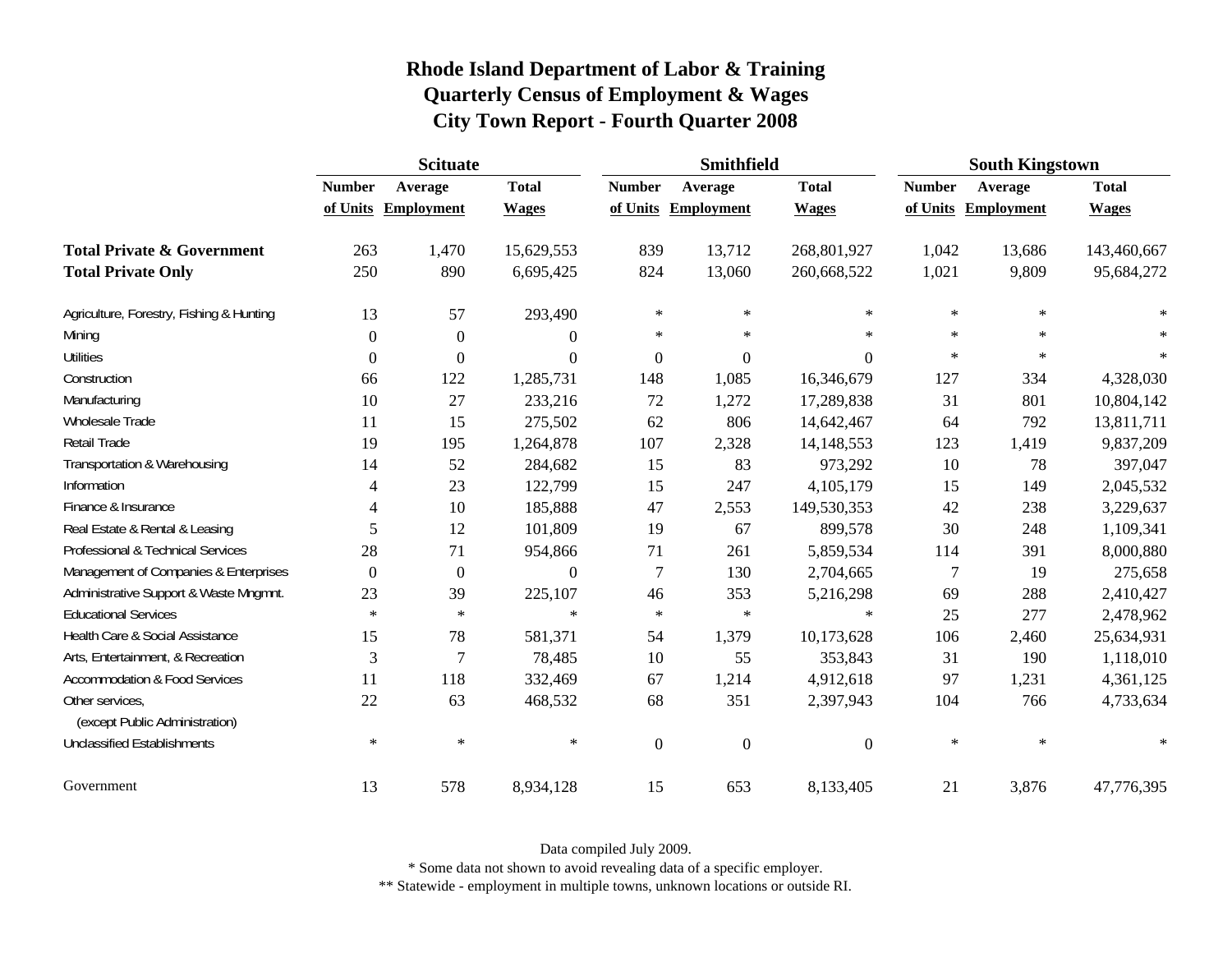# Rhode Island Department of Labor & Training
## Quarterly Census of Employment & Wages
## City Town Report - Fourth Quarter 2008

| | Scituate | | | Smithfield | | | South Kingstown | | |
|---|---|---|---|---|---|---|---|---|---|
| | Number of Units | Average Employment | Total Wages | Number of Units | Average Employment | Total Wages | Number of Units | Average Employment | Total Wages |
| **Total Private & Government** | 263 | 1,470 | 15,629,553 | 839 | 13,712 | 268,801,927 | 1,042 | 13,686 | 143,460,667 |
| **Total Private Only** | 250 | 890 | 6,695,425 | 824 | 13,060 | 260,668,522 | 1,021 | 9,809 | 95,684,272 |
| Agriculture, Forestry, Fishing & Hunting | 13 | 57 | 293,490 | * | * | * | * | * | * |
| Mining | 0 | 0 | 0 | * | * | * | * | * | * |
| Utilities | 0 | 0 | 0 | 0 | 0 | 0 | * | * | * |
| Construction | 66 | 122 | 1,285,731 | 148 | 1,085 | 16,346,679 | 127 | 334 | 4,328,030 |
| Manufacturing | 10 | 27 | 233,216 | 72 | 1,272 | 17,289,838 | 31 | 801 | 10,804,142 |
| Wholesale Trade | 11 | 15 | 275,502 | 62 | 806 | 14,642,467 | 64 | 792 | 13,811,711 |
| Retail Trade | 19 | 195 | 1,264,878 | 107 | 2,328 | 14,148,553 | 123 | 1,419 | 9,837,209 |
| Transportation & Warehousing | 14 | 52 | 284,682 | 15 | 83 | 973,292 | 10 | 78 | 397,047 |
| Information | 4 | 23 | 122,799 | 15 | 247 | 4,105,179 | 15 | 149 | 2,045,532 |
| Finance & Insurance | 4 | 10 | 185,888 | 47 | 2,553 | 149,530,353 | 42 | 238 | 3,229,637 |
| Real Estate & Rental & Leasing | 5 | 12 | 101,809 | 19 | 67 | 899,578 | 30 | 248 | 1,109,341 |
| Professional & Technical Services | 28 | 71 | 954,866 | 71 | 261 | 5,859,534 | 114 | 391 | 8,000,880 |
| Management of Companies & Enterprises | 0 | 0 | 0 | 7 | 130 | 2,704,665 | 7 | 19 | 275,658 |
| Administrative Support & Waste Mngmnt. | 23 | 39 | 225,107 | 46 | 353 | 5,216,298 | 69 | 288 | 2,410,427 |
| Educational Services | * | * | * | * | * | * | 25 | 277 | 2,478,962 |
| Health Care & Social Assistance | 15 | 78 | 581,371 | 54 | 1,379 | 10,173,628 | 106 | 2,460 | 25,634,931 |
| Arts, Entertainment, & Recreation | 3 | 7 | 78,485 | 10 | 55 | 353,843 | 31 | 190 | 1,118,010 |
| Accommodation & Food Services | 11 | 118 | 332,469 | 67 | 1,214 | 4,912,618 | 97 | 1,231 | 4,361,125 |
| Other services, (except Public Administration) | 22 | 63 | 468,532 | 68 | 351 | 2,397,943 | 104 | 766 | 4,733,634 |
| Unclassified Establishments | * | * | * | 0 | 0 | 0 | * | * | * |
| Government | 13 | 578 | 8,934,128 | 15 | 653 | 8,133,405 | 21 | 3,876 | 47,776,395 |

Data compiled July 2009.

* Some data not shown to avoid revealing data of a specific employer.

** Statewide - employment in multiple towns, unknown locations or outside RI.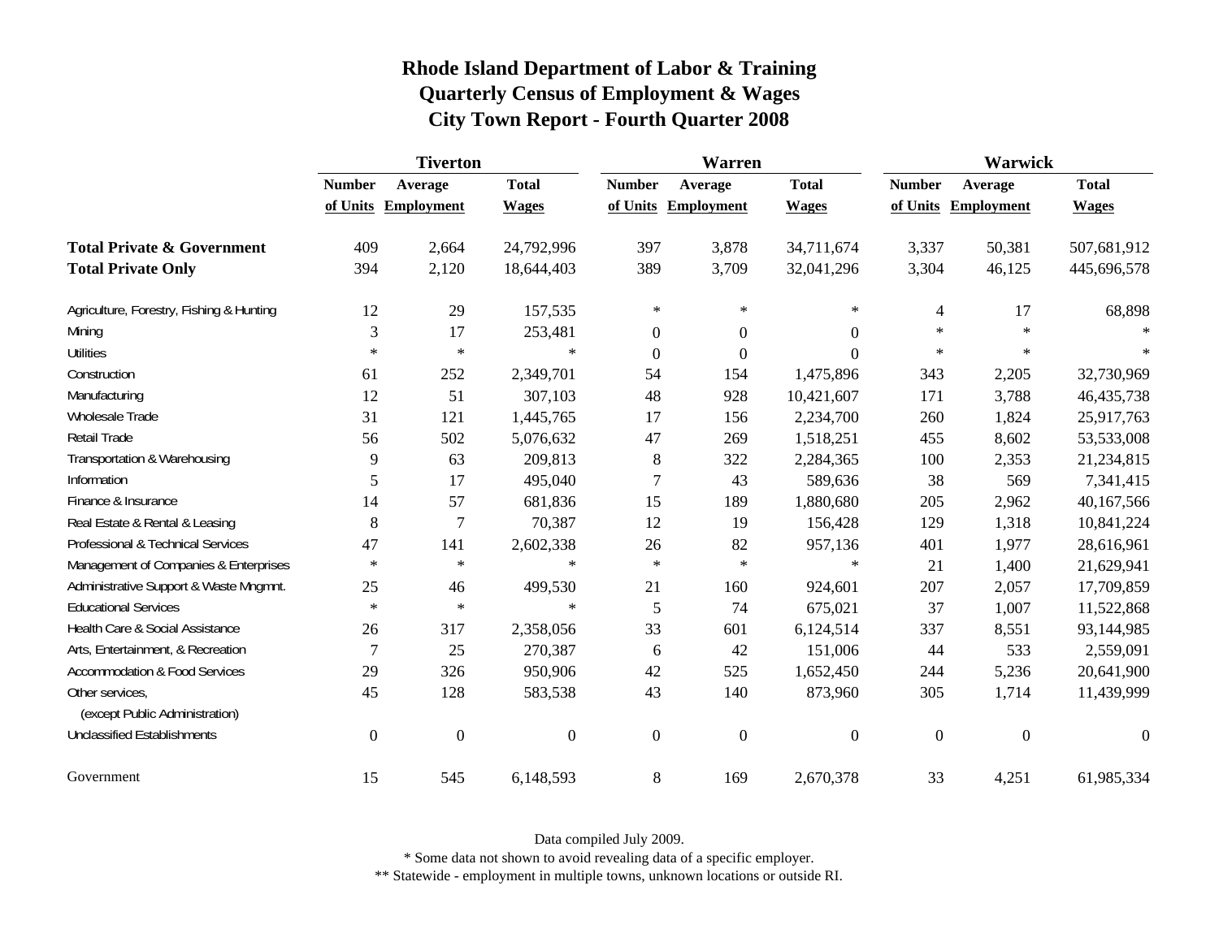# Rhode Island Department of Labor & Training
## Quarterly Census of Employment & Wages
## City Town Report - Fourth Quarter 2008

| | Tiverton | | | Warren | | | Warwick | | |
|---|---|---|---|---|---|---|---|---|---|
| | Number of Units | Average Employment | Total Wages | Number of Units | Average Employment | Total Wages | Number of Units | Average Employment | Total Wages |
| **Total Private & Government** | 409 | 2,664 | 24,792,996 | 397 | 3,878 | 34,711,674 | 3,337 | 50,381 | 507,681,912 |
| **Total Private Only** | 394 | 2,120 | 18,644,403 | 389 | 3,709 | 32,041,296 | 3,304 | 46,125 | 445,696,578 |
| Agriculture, Forestry, Fishing & Hunting | 12 | 29 | 157,535 | * | * | * | 4 | 17 | 68,898 |
| Mining | 3 | 17 | 253,481 | 0 | 0 | 0 | * | * | * |
| Utilities | * | * | * | 0 | 0 | 0 | * | * | * |
| Construction | 61 | 252 | 2,349,701 | 54 | 154 | 1,475,896 | 343 | 2,205 | 32,730,969 |
| Manufacturing | 12 | 51 | 307,103 | 48 | 928 | 10,421,607 | 171 | 3,788 | 46,435,738 |
| Wholesale Trade | 31 | 121 | 1,445,765 | 17 | 156 | 2,234,700 | 260 | 1,824 | 25,917,763 |
| Retail Trade | 56 | 502 | 5,076,632 | 47 | 269 | 1,518,251 | 455 | 8,602 | 53,533,008 |
| Transportation & Warehousing | 9 | 63 | 209,813 | 8 | 322 | 2,284,365 | 100 | 2,353 | 21,234,815 |
| Information | 5 | 17 | 495,040 | 7 | 43 | 589,636 | 38 | 569 | 7,341,415 |
| Finance & Insurance | 14 | 57 | 681,836 | 15 | 189 | 1,880,680 | 205 | 2,962 | 40,167,566 |
| Real Estate & Rental & Leasing | 8 | 7 | 70,387 | 12 | 19 | 156,428 | 129 | 1,318 | 10,841,224 |
| Professional & Technical Services | 47 | 141 | 2,602,338 | 26 | 82 | 957,136 | 401 | 1,977 | 28,616,961 |
| Management of Companies & Enterprises | * | * | * | * | * | * | 21 | 1,400 | 21,629,941 |
| Administrative Support & Waste Mngmnt. | 25 | 46 | 499,530 | 21 | 160 | 924,601 | 207 | 2,057 | 17,709,859 |
| Educational Services | * | * | * | 5 | 74 | 675,021 | 37 | 1,007 | 11,522,868 |
| Health Care & Social Assistance | 26 | 317 | 2,358,056 | 33 | 601 | 6,124,514 | 337 | 8,551 | 93,144,985 |
| Arts, Entertainment, & Recreation | 7 | 25 | 270,387 | 6 | 42 | 151,006 | 44 | 533 | 2,559,091 |
| Accommodation & Food Services | 29 | 326 | 950,906 | 42 | 525 | 1,652,450 | 244 | 5,236 | 20,641,900 |
| Other services, (except Public Administration) | 45 | 128 | 583,538 | 43 | 140 | 873,960 | 305 | 1,714 | 11,439,999 |
| Unclassified Establishments | 0 | 0 | 0 | 0 | 0 | 0 | 0 | 0 | 0 |
| Government | 15 | 545 | 6,148,593 | 8 | 169 | 2,670,378 | 33 | 4,251 | 61,985,334 |

Data compiled July 2009.

* Some data not shown to avoid revealing data of a specific employer.

** Statewide - employment in multiple towns, unknown locations or outside RI.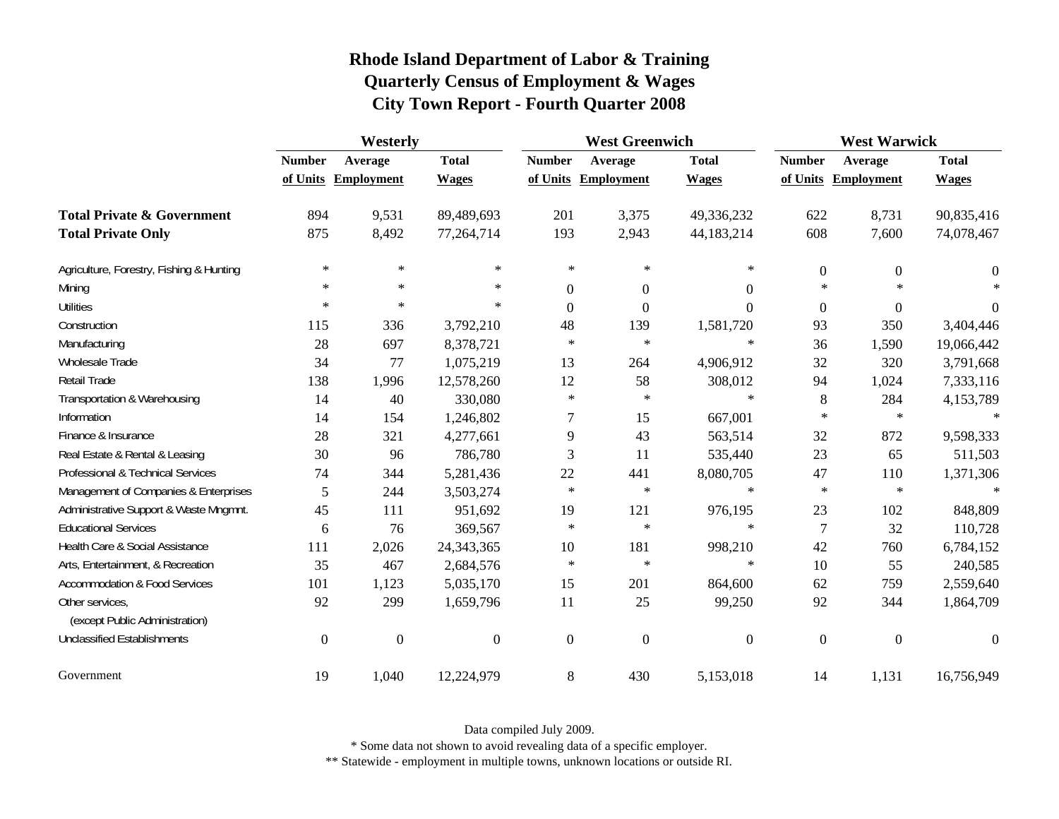# Rhode Island Department of Labor & Training
## Quarterly Census of Employment & Wages
## City Town Report - Fourth Quarter 2008

| | Westerly | | | West Greenwich | | | West Warwick | | |
|---|---|---|---|---|---|---|---|---|---|
| | Number of Units | Average Employment | Total Wages | Number of Units | Average Employment | Total Wages | Number of Units | Average Employment | Total Wages |
| **Total Private & Government** | 894 | 9,531 | 89,489,693 | 201 | 3,375 | 49,336,232 | 622 | 8,731 | 90,835,416 |
| **Total Private Only** | 875 | 8,492 | 77,264,714 | 193 | 2,943 | 44,183,214 | 608 | 7,600 | 74,078,467 |
| Agriculture, Forestry, Fishing & Hunting | * | * | * | * | * | * | 0 | 0 | 0 |
| Mining | * | * | * | 0 | 0 | 0 | * | * | * |
| Utilities | * | * | * | 0 | 0 | 0 | 0 | 0 | 0 |
| Construction | 115 | 336 | 3,792,210 | 48 | 139 | 1,581,720 | 93 | 350 | 3,404,446 |
| Manufacturing | 28 | 697 | 8,378,721 | * | * | * | 36 | 1,590 | 19,066,442 |
| Wholesale Trade | 34 | 77 | 1,075,219 | 13 | 264 | 4,906,912 | 32 | 320 | 3,791,668 |
| Retail Trade | 138 | 1,996 | 12,578,260 | 12 | 58 | 308,012 | 94 | 1,024 | 7,333,116 |
| Transportation & Warehousing | 14 | 40 | 330,080 | * | * | * | 8 | 284 | 4,153,789 |
| Information | 14 | 154 | 1,246,802 | 7 | 15 | 667,001 | * | * | * |
| Finance & Insurance | 28 | 321 | 4,277,661 | 9 | 43 | 563,514 | 32 | 872 | 9,598,333 |
| Real Estate & Rental & Leasing | 30 | 96 | 786,780 | 3 | 11 | 535,440 | 23 | 65 | 511,503 |
| Professional & Technical Services | 74 | 344 | 5,281,436 | 22 | 441 | 8,080,705 | 47 | 110 | 1,371,306 |
| Management of Companies & Enterprises | 5 | 244 | 3,503,274 | * | * | * | * | * | * |
| Administrative Support & Waste Mngmnt. | 45 | 111 | 951,692 | 19 | 121 | 976,195 | 23 | 102 | 848,809 |
| Educational Services | 6 | 76 | 369,567 | * | * | * | 7 | 32 | 110,728 |
| Health Care & Social Assistance | 111 | 2,026 | 24,343,365 | 10 | 181 | 998,210 | 42 | 760 | 6,784,152 |
| Arts, Entertainment, & Recreation | 35 | 467 | 2,684,576 | * | * | * | 10 | 55 | 240,585 |
| Accommodation & Food Services | 101 | 1,123 | 5,035,170 | 15 | 201 | 864,600 | 62 | 759 | 2,559,640 |
| Other services, (except Public Administration) | 92 | 299 | 1,659,796 | 11 | 25 | 99,250 | 92 | 344 | 1,864,709 |
| Unclassified Establishments | 0 | 0 | 0 | 0 | 0 | 0 | 0 | 0 | 0 |
| Government | 19 | 1,040 | 12,224,979 | 8 | 430 | 5,153,018 | 14 | 1,131 | 16,756,949 |

Data compiled July 2009.

* Some data not shown to avoid revealing data of a specific employer.

** Statewide - employment in multiple towns, unknown locations or outside RI.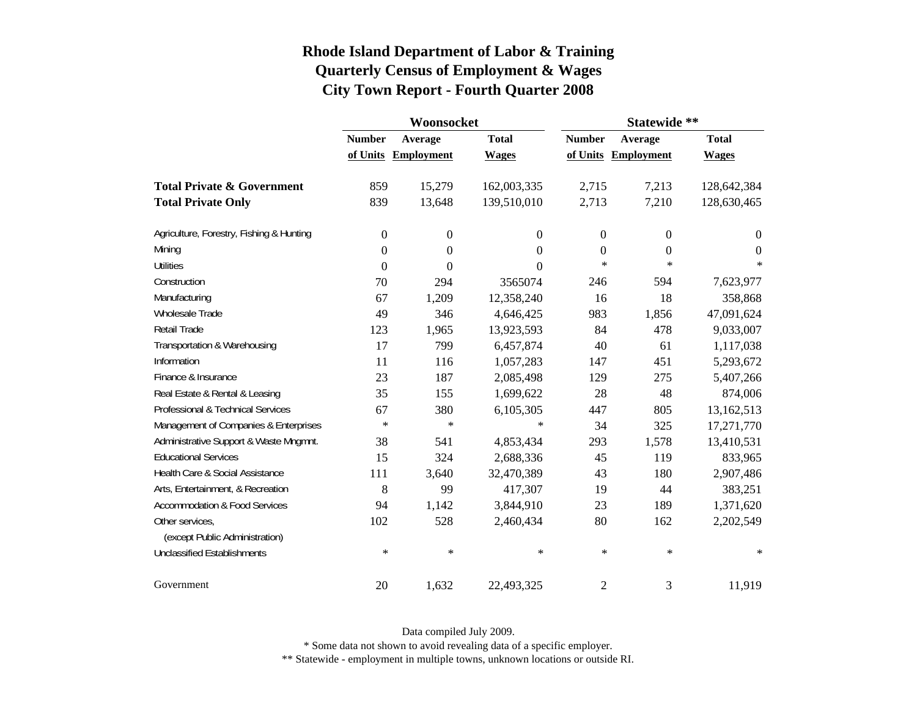# Rhode Island Department of Labor & Training
## Quarterly Census of Employment & Wages
## City Town Report - Fourth Quarter 2008

| | Woonsocket | | | Statewide ** | | |
|---|---|---|---|---|---|---|
| | Number of Units | Average Employment | Total Wages | Number of Units | Average Employment | Total Wages |
| **Total Private & Government** | 859 | 15,279 | 162,003,335 | 2,715 | 7,213 | 128,642,384 |
| **Total Private Only** | 839 | 13,648 | 139,510,010 | 2,713 | 7,210 | 128,630,465 |
| Agriculture, Forestry, Fishing & Hunting | 0 | 0 | 0 | 0 | 0 | 0 |
| Mining | 0 | 0 | 0 | 0 | 0 | 0 |
| Utilities | 0 | 0 | 0 | * | * | * |
| Construction | 70 | 294 | 3565074 | 246 | 594 | 7,623,977 |
| Manufacturing | 67 | 1,209 | 12,358,240 | 16 | 18 | 358,868 |
| Wholesale Trade | 49 | 346 | 4,646,425 | 983 | 1,856 | 47,091,624 |
| Retail Trade | 123 | 1,965 | 13,923,593 | 84 | 478 | 9,033,007 |
| Transportation & Warehousing | 17 | 799 | 6,457,874 | 40 | 61 | 1,117,038 |
| Information | 11 | 116 | 1,057,283 | 147 | 451 | 5,293,672 |
| Finance & Insurance | 23 | 187 | 2,085,498 | 129 | 275 | 5,407,266 |
| Real Estate & Rental & Leasing | 35 | 155 | 1,699,622 | 28 | 48 | 874,006 |
| Professional & Technical Services | 67 | 380 | 6,105,305 | 447 | 805 | 13,162,513 |
| Management of Companies & Enterprises | * | * | * | 34 | 325 | 17,271,770 |
| Administrative Support & Waste Mngmnt. | 38 | 541 | 4,853,434 | 293 | 1,578 | 13,410,531 |
| Educational Services | 15 | 324 | 2,688,336 | 45 | 119 | 833,965 |
| Health Care & Social Assistance | 111 | 3,640 | 32,470,389 | 43 | 180 | 2,907,486 |
| Arts, Entertainment, & Recreation | 8 | 99 | 417,307 | 19 | 44 | 383,251 |
| Accommodation & Food Services | 94 | 1,142 | 3,844,910 | 23 | 189 | 1,371,620 |
| Other services, (except Public Administration) | 102 | 528 | 2,460,434 | 80 | 162 | 2,202,549 |
| Unclassified Establishments | * | * | * | * | * | * |
| Government | 20 | 1,632 | 22,493,325 | 2 | 3 | 11,919 |

Data compiled July 2009.

* Some data not shown to avoid revealing data of a specific employer.

** Statewide - employment in multiple towns, unknown locations or outside RI.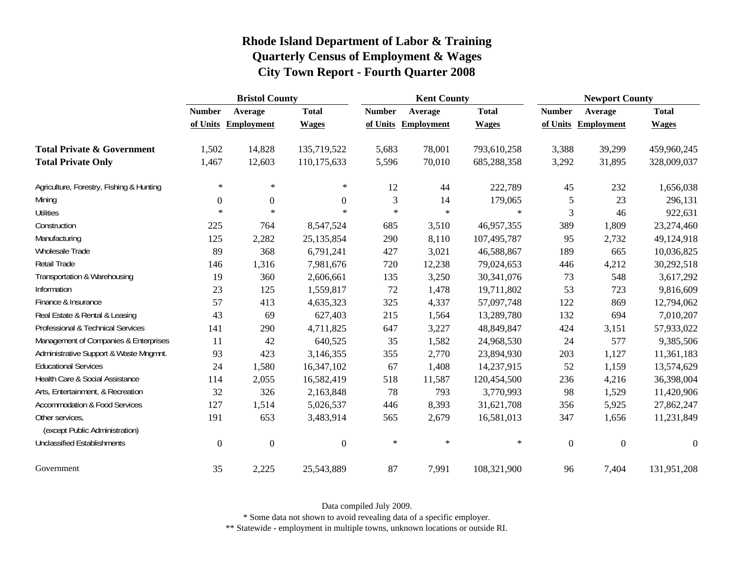# Rhode Island Department of Labor & Training
## Quarterly Census of Employment & Wages
## City Town Report - Fourth Quarter 2008

| | Bristol County | | | Kent County | | | Newport County | | |
|---|---|---|---|---|---|---|---|---|---|
| | Number of Units | Average Employment | Total Wages | Number of Units | Average Employment | Total Wages | Number of Units | Average Employment | Total Wages |
| **Total Private & Government** | 1,502 | 14,828 | 135,719,522 | 5,683 | 78,001 | 793,610,258 | 3,388 | 39,299 | 459,960,245 |
| **Total Private Only** | 1,467 | 12,603 | 110,175,633 | 5,596 | 70,010 | 685,288,358 | 3,292 | 31,895 | 328,009,037 |
| Agriculture, Forestry, Fishing & Hunting | * | * | * | 12 | 44 | 222,789 | 45 | 232 | 1,656,038 |
| Mining | 0 | 0 | 0 | 3 | 14 | 179,065 | 5 | 23 | 296,131 |
| Utilities | * | * | * | * | * | * | 3 | 46 | 922,631 |
| Construction | 225 | 764 | 8,547,524 | 685 | 3,510 | 46,957,355 | 389 | 1,809 | 23,274,460 |
| Manufacturing | 125 | 2,282 | 25,135,854 | 290 | 8,110 | 107,495,787 | 95 | 2,732 | 49,124,918 |
| Wholesale Trade | 89 | 368 | 6,791,241 | 427 | 3,021 | 46,588,867 | 189 | 665 | 10,036,825 |
| Retail Trade | 146 | 1,316 | 7,981,676 | 720 | 12,238 | 79,024,653 | 446 | 4,212 | 30,292,518 |
| Transportation & Warehousing | 19 | 360 | 2,606,661 | 135 | 3,250 | 30,341,076 | 73 | 548 | 3,617,292 |
| Information | 23 | 125 | 1,559,817 | 72 | 1,478 | 19,711,802 | 53 | 723 | 9,816,609 |
| Finance & Insurance | 57 | 413 | 4,635,323 | 325 | 4,337 | 57,097,748 | 122 | 869 | 12,794,062 |
| Real Estate & Rental & Leasing | 43 | 69 | 627,403 | 215 | 1,564 | 13,289,780 | 132 | 694 | 7,010,207 |
| Professional & Technical Services | 141 | 290 | 4,711,825 | 647 | 3,227 | 48,849,847 | 424 | 3,151 | 57,933,022 |
| Management of Companies & Enterprises | 11 | 42 | 640,525 | 35 | 1,582 | 24,968,530 | 24 | 577 | 9,385,506 |
| Administrative Support & Waste Mngmnt. | 93 | 423 | 3,146,355 | 355 | 2,770 | 23,894,930 | 203 | 1,127 | 11,361,183 |
| Educational Services | 24 | 1,580 | 16,347,102 | 67 | 1,408 | 14,237,915 | 52 | 1,159 | 13,574,629 |
| Health Care & Social Assistance | 114 | 2,055 | 16,582,419 | 518 | 11,587 | 120,454,500 | 236 | 4,216 | 36,398,004 |
| Arts, Entertainment, & Recreation | 32 | 326 | 2,163,848 | 78 | 793 | 3,770,993 | 98 | 1,529 | 11,420,906 |
| Accommodation & Food Services | 127 | 1,514 | 5,026,537 | 446 | 8,393 | 31,621,708 | 356 | 5,925 | 27,862,247 |
| Other services, (except Public Administration) | 191 | 653 | 3,483,914 | 565 | 2,679 | 16,581,013 | 347 | 1,656 | 11,231,849 |
| Unclassified Establishments | 0 | 0 | 0 | * | * | * | 0 | 0 | 0 |
| Government | 35 | 2,225 | 25,543,889 | 87 | 7,991 | 108,321,900 | 96 | 7,404 | 131,951,208 |

Data compiled July 2009.

* Some data not shown to avoid revealing data of a specific employer.

** Statewide - employment in multiple towns, unknown locations or outside RI.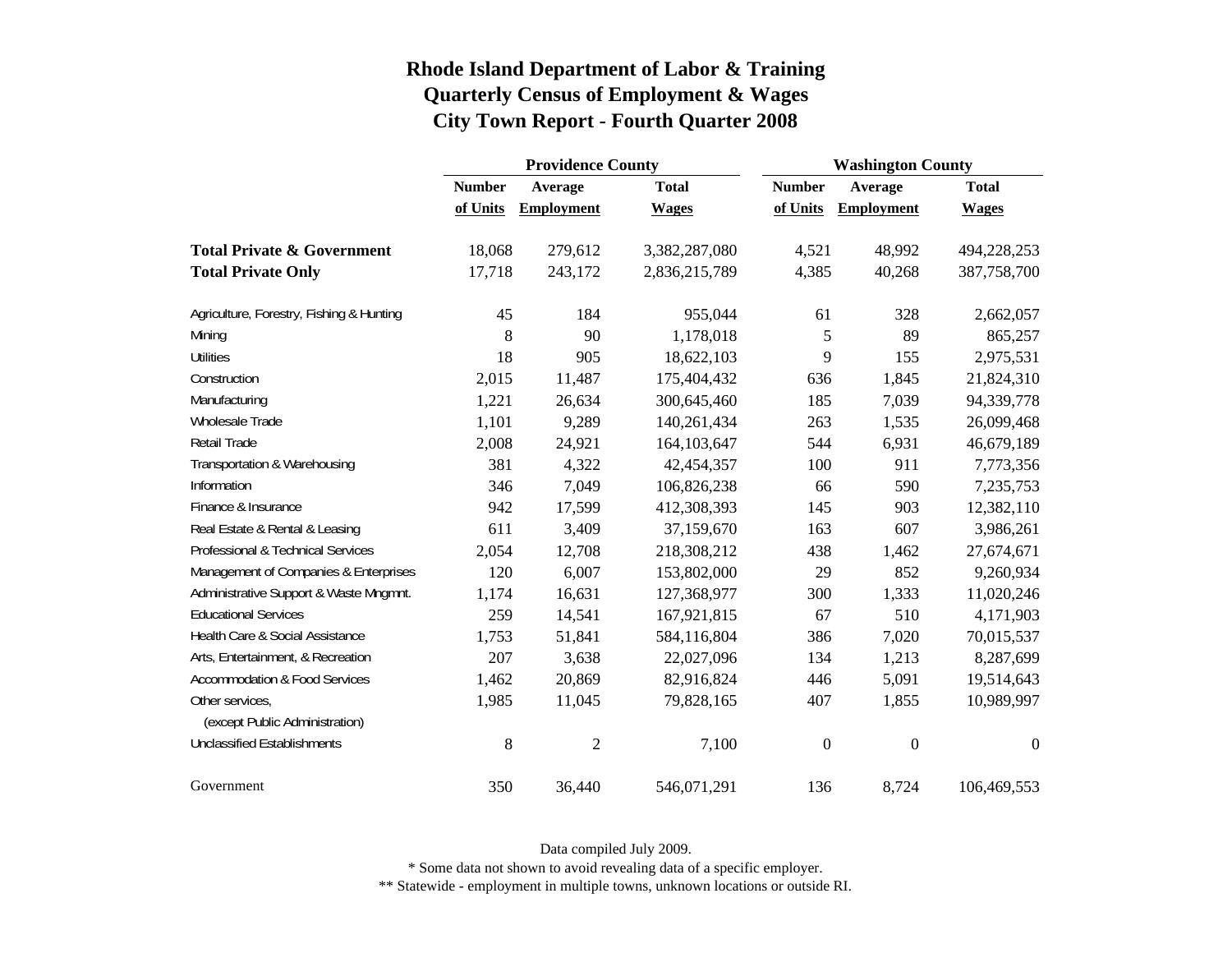# Rhode Island Department of Labor & Training
## Quarterly Census of Employment & Wages
## City Town Report - Fourth Quarter 2008

| | Providence County | | | Washington County | | |
|---|---|---|---|---|---|---|
| | Number of Units | Average Employment | Total Wages | Number of Units | Average Employment | Total Wages |
| **Total Private & Government** | 18,068 | 279,612 | 3,382,287,080 | 4,521 | 48,992 | 494,228,253 |
| **Total Private Only** | 17,718 | 243,172 | 2,836,215,789 | 4,385 | 40,268 | 387,758,700 |
| Agriculture, Forestry, Fishing & Hunting | 45 | 184 | 955,044 | 61 | 328 | 2,662,057 |
| Mining | 8 | 90 | 1,178,018 | 5 | 89 | 865,257 |
| Utilities | 18 | 905 | 18,622,103 | 9 | 155 | 2,975,531 |
| Construction | 2,015 | 11,487 | 175,404,432 | 636 | 1,845 | 21,824,310 |
| Manufacturing | 1,221 | 26,634 | 300,645,460 | 185 | 7,039 | 94,339,778 |
| Wholesale Trade | 1,101 | 9,289 | 140,261,434 | 263 | 1,535 | 26,099,468 |
| Retail Trade | 2,008 | 24,921 | 164,103,647 | 544 | 6,931 | 46,679,189 |
| Transportation & Warehousing | 381 | 4,322 | 42,454,357 | 100 | 911 | 7,773,356 |
| Information | 346 | 7,049 | 106,826,238 | 66 | 590 | 7,235,753 |
| Finance & Insurance | 942 | 17,599 | 412,308,393 | 145 | 903 | 12,382,110 |
| Real Estate & Rental & Leasing | 611 | 3,409 | 37,159,670 | 163 | 607 | 3,986,261 |
| Professional & Technical Services | 2,054 | 12,708 | 218,308,212 | 438 | 1,462 | 27,674,671 |
| Management of Companies & Enterprises | 120 | 6,007 | 153,802,000 | 29 | 852 | 9,260,934 |
| Administrative Support & Waste Mngmnt. | 1,174 | 16,631 | 127,368,977 | 300 | 1,333 | 11,020,246 |
| Educational Services | 259 | 14,541 | 167,921,815 | 67 | 510 | 4,171,903 |
| Health Care & Social Assistance | 1,753 | 51,841 | 584,116,804 | 386 | 7,020 | 70,015,537 |
| Arts, Entertainment, & Recreation | 207 | 3,638 | 22,027,096 | 134 | 1,213 | 8,287,699 |
| Accommodation & Food Services | 1,462 | 20,869 | 82,916,824 | 446 | 5,091 | 19,514,643 |
| Other services, (except Public Administration) | 1,985 | 11,045 | 79,828,165 | 407 | 1,855 | 10,989,997 |
| Unclassified Establishments | 8 | 2 | 7,100 | 0 | 0 | 0 |
| Government | 350 | 36,440 | 546,071,291 | 136 | 8,724 | 106,469,553 |

Data compiled July 2009.

* Some data not shown to avoid revealing data of a specific employer.

** Statewide - employment in multiple towns, unknown locations or outside RI.